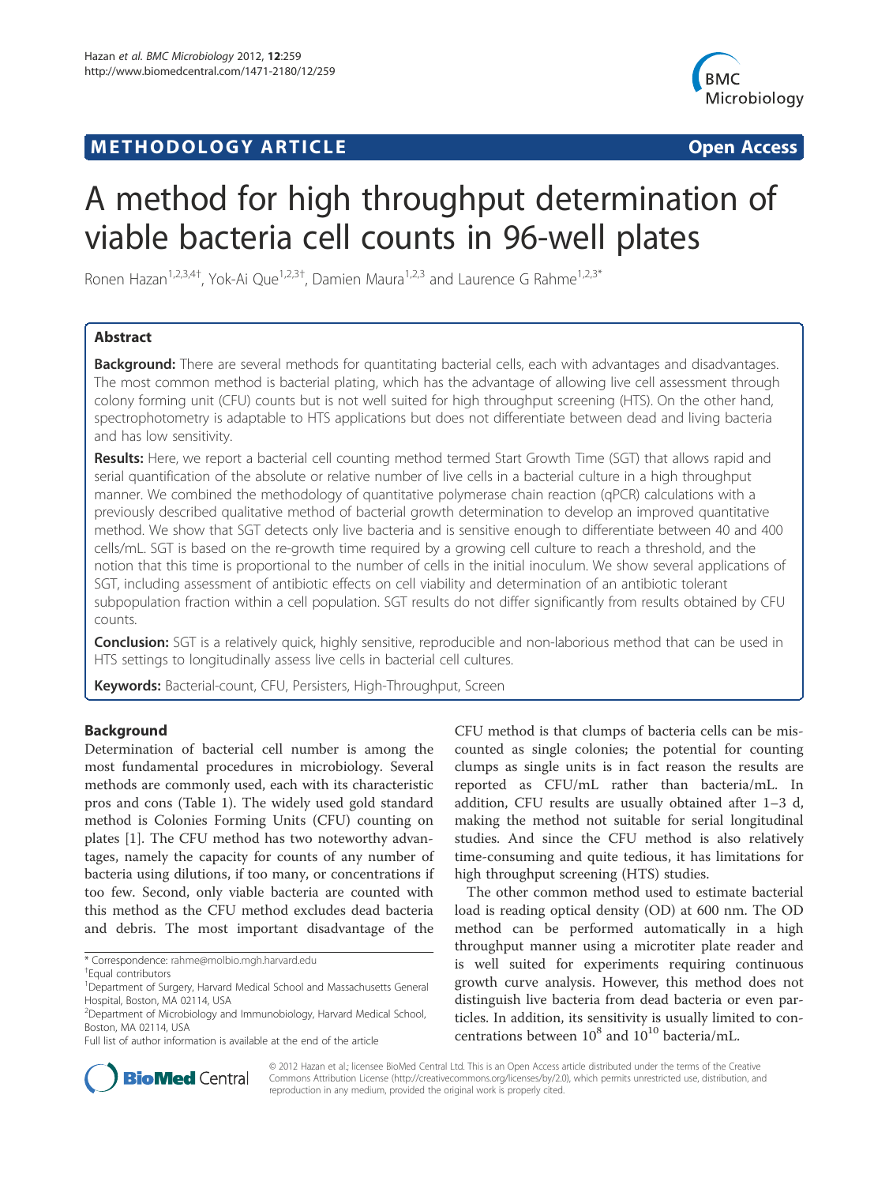METHODOLOGY ARTICLE | Open Access

# A method for high throughput determination of viable bacteria cell counts in 96-well plates

Ronen Hazan[1,2,3,4†], Yok-Ai Que[1,2,3†], Damien Maura[1,2,3] and Laurence G Rahme[1,2,3*]

## Abstract

**Background:** There are several methods for quantitating bacterial cells, each with advantages and disadvantages. The most common method is bacterial plating, which has the advantage of allowing live cell assessment through colony forming unit (CFU) counts but is not well suited for high throughput screening (HTS). On the other hand, spectrophotometry is adaptable to HTS applications but does not differentiate between dead and living bacteria and has low sensitivity.

**Results:** Here, we report a bacterial cell counting method termed Start Growth Time (SGT) that allows rapid and serial quantification of the absolute or relative number of live cells in a bacterial culture in a high throughput manner. We combined the methodology of quantitative polymerase chain reaction (qPCR) calculations with a previously described qualitative method of bacterial growth determination to develop an improved quantitative method. We show that SGT detects only live bacteria and is sensitive enough to differentiate between 40 and 400 cells/mL. SGT is based on the re-growth time required by a growing cell culture to reach a threshold, and the notion that this time is proportional to the number of cells in the initial inoculum. We show several applications of SGT, including assessment of antibiotic effects on cell viability and determination of an antibiotic tolerant subpopulation fraction within a cell population. SGT results do not differ significantly from results obtained by CFU counts.

**Conclusion:** SGT is a relatively quick, highly sensitive, reproducible and non-laborious method that can be used in HTS settings to longitudinally assess live cells in bacterial cell cultures.

**Keywords:** Bacterial-count, CFU, Persisters, High-Throughput, Screen

## Background

Determination of bacterial cell number is among the most fundamental procedures in microbiology. Several methods are commonly used, each with its characteristic pros and cons (Table 1). The widely used gold standard method is Colonies Forming Units (CFU) counting on plates [1]. The CFU method has two noteworthy advantages, namely the capacity for counts of any number of bacteria using dilutions, if too many, or concentrations if too few. Second, only viable bacteria are counted with this method as the CFU method excludes dead bacteria and debris. The most important disadvantage of the CFU method is that clumps of bacteria cells can be miscounted as single colonies; the potential for counting clumps as single units is in fact reason the results are reported as CFU/mL rather than bacteria/mL. In addition, CFU results are usually obtained after 1–3 d, making the method not suitable for serial longitudinal studies. And since the CFU method is also relatively time-consuming and quite tedious, it has limitations for high throughput screening (HTS) studies.

The other common method used to estimate bacterial load is reading optical density (OD) at 600 nm. The OD method can be performed automatically in a high throughput manner using a microtiter plate reader and is well suited for experiments requiring continuous growth curve analysis. However, this method does not distinguish live bacteria from dead bacteria or even particles. In addition, its sensitivity is usually limited to concentrations between $10^8$ and $10^{10}$ bacteria/mL.

\* Correspondence: rahme@molbio.mgh.harvard.edu
†Equal contributors
[1]Department of Surgery, Harvard Medical School and Massachusetts General Hospital, Boston, MA 02114, USA
[2]Department of Microbiology and Immunobiology, Harvard Medical School, Boston, MA 02114, USA
Full list of author information is available at the end of the article

© 2012 Hazan et al.; licensee BioMed Central Ltd. This is an Open Access article distributed under the terms of the Creative Commons Attribution License (http://creativecommons.org/licenses/by/2.0), which permits unrestricted use, distribution, and reproduction in any medium, provided the original work is properly cited.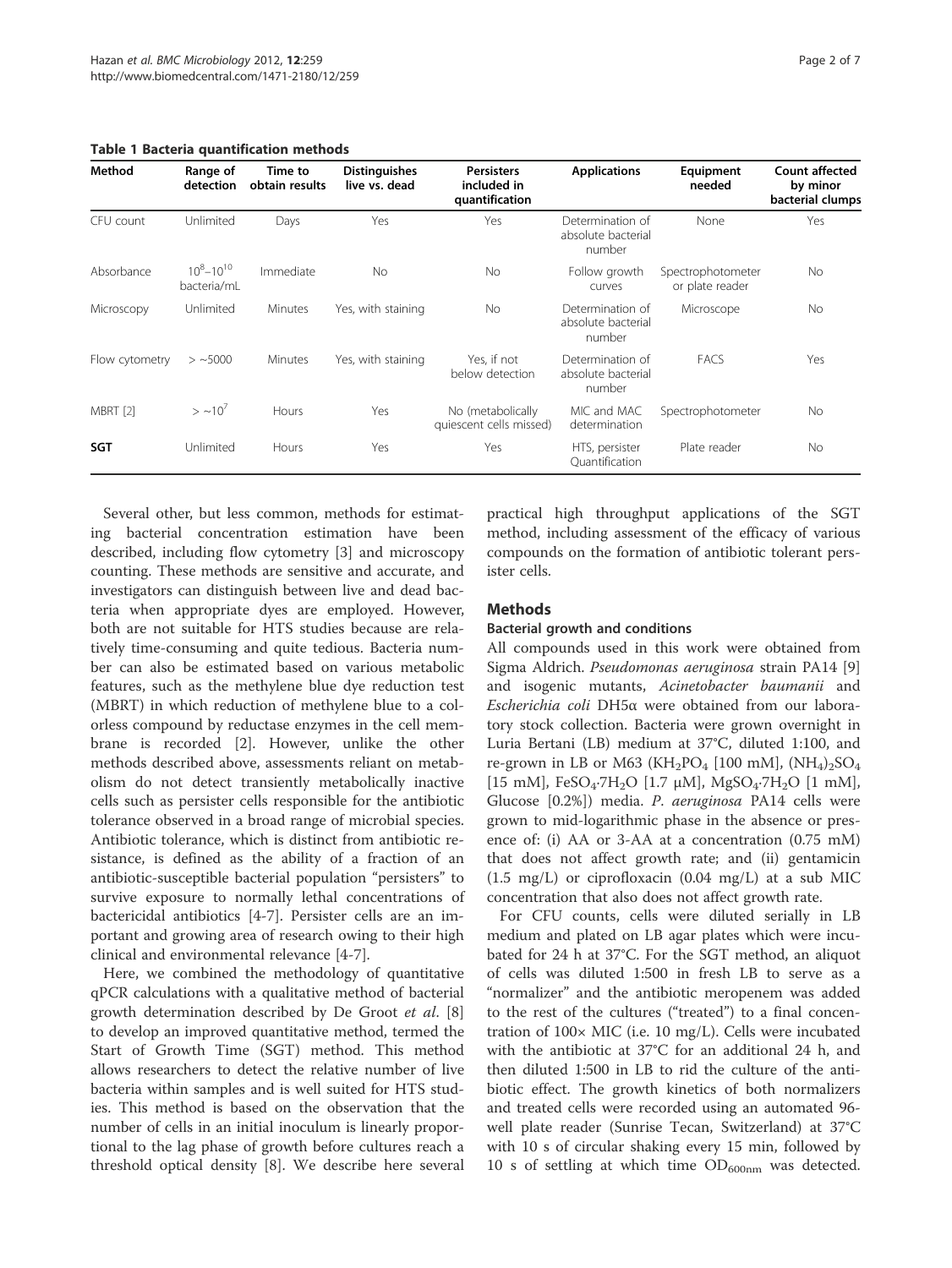**Table 1 Bacteria quantification methods**

| Method | Range of detection | Time to obtain results | Distinguishes live vs. dead | Persisters included in quantification | Applications | Equipment needed | Count affected by minor bacterial clumps |
|---|---|---|---|---|---|---|---|
| CFU count | Unlimited | Days | Yes | Yes | Determination of absolute bacterial number | None | Yes |
| Absorbance | $10^8$–$10^{10}$ bacteria/mL | Immediate | No | No | Follow growth curves | Spectrophotometer or plate reader | No |
| Microscopy | Unlimited | Minutes | Yes, with staining | No | Determination of absolute bacterial number | Microscope | No |
| Flow cytometry | > ~5000 | Minutes | Yes, with staining | Yes, if not below detection | Determination of absolute bacterial number | FACS | Yes |
| MBRT [2] | > ~$10^7$ | Hours | Yes | No (metabolically quiescent cells missed) | MIC and MAC determination | Spectrophotometer | No |
| **SGT** | Unlimited | Hours | Yes | Yes | HTS, persister Quantification | Plate reader | No |

Several other, but less common, methods for estimating bacterial concentration estimation have been described, including flow cytometry [3] and microscopy counting. These methods are sensitive and accurate, and investigators can distinguish between live and dead bacteria when appropriate dyes are employed. However, both are not suitable for HTS studies because are relatively time-consuming and quite tedious. Bacteria number can also be estimated based on various metabolic features, such as the methylene blue dye reduction test (MBRT) in which reduction of methylene blue to a colorless compound by reductase enzymes in the cell membrane is recorded [2]. However, unlike the other methods described above, assessments reliant on metabolism do not detect transiently metabolically inactive cells such as persister cells responsible for the antibiotic tolerance observed in a broad range of microbial species. Antibiotic tolerance, which is distinct from antibiotic resistance, is defined as the ability of a fraction of an antibiotic-susceptible bacterial population "persisters" to survive exposure to normally lethal concentrations of bactericidal antibiotics [4-7]. Persister cells are an important and growing area of research owing to their high clinical and environmental relevance [4-7].

Here, we combined the methodology of quantitative qPCR calculations with a qualitative method of bacterial growth determination described by De Groot *et al*. [8] to develop an improved quantitative method, termed the Start of Growth Time (SGT) method. This method allows researchers to detect the relative number of live bacteria within samples and is well suited for HTS studies. This method is based on the observation that the number of cells in an initial inoculum is linearly proportional to the lag phase of growth before cultures reach a threshold optical density [8]. We describe here several practical high throughput applications of the SGT method, including assessment of the efficacy of various compounds on the formation of antibiotic tolerant persister cells.

## Methods

### Bacterial growth and conditions

All compounds used in this work were obtained from Sigma Aldrich. *Pseudomonas aeruginosa* strain PA14 [9] and isogenic mutants, *Acinetobacter baumanii* and *Escherichia coli* DH5α were obtained from our laboratory stock collection. Bacteria were grown overnight in Luria Bertani (LB) medium at 37°C, diluted 1:100, and re-grown in LB or M63 ($KH_2PO_4$ [100 mM], $(NH_4)_2SO_4$ [15 mM], $FeSO_4{\cdot}7H_2O$ [1.7 μM], $MgSO_4{\cdot}7H_2O$ [1 mM], Glucose [0.2%]) media. *P. aeruginosa* PA14 cells were grown to mid-logarithmic phase in the absence or presence of: (i) AA or 3-AA at a concentration (0.75 mM) that does not affect growth rate; and (ii) gentamicin (1.5 mg/L) or ciprofloxacin (0.04 mg/L) at a sub MIC concentration that also does not affect growth rate.

For CFU counts, cells were diluted serially in LB medium and plated on LB agar plates which were incubated for 24 h at 37°C. For the SGT method, an aliquot of cells was diluted 1:500 in fresh LB to serve as a "normalizer" and the antibiotic meropenem was added to the rest of the cultures ("treated") to a final concentration of 100× MIC (i.e. 10 mg/L). Cells were incubated with the antibiotic at 37°C for an additional 24 h, and then diluted 1:500 in LB to rid the culture of the antibiotic effect. The growth kinetics of both normalizers and treated cells were recorded using an automated 96-well plate reader (Sunrise Tecan, Switzerland) at 37°C with 10 s of circular shaking every 15 min, followed by 10 s of settling at which time $OD_{600nm}$ was detected.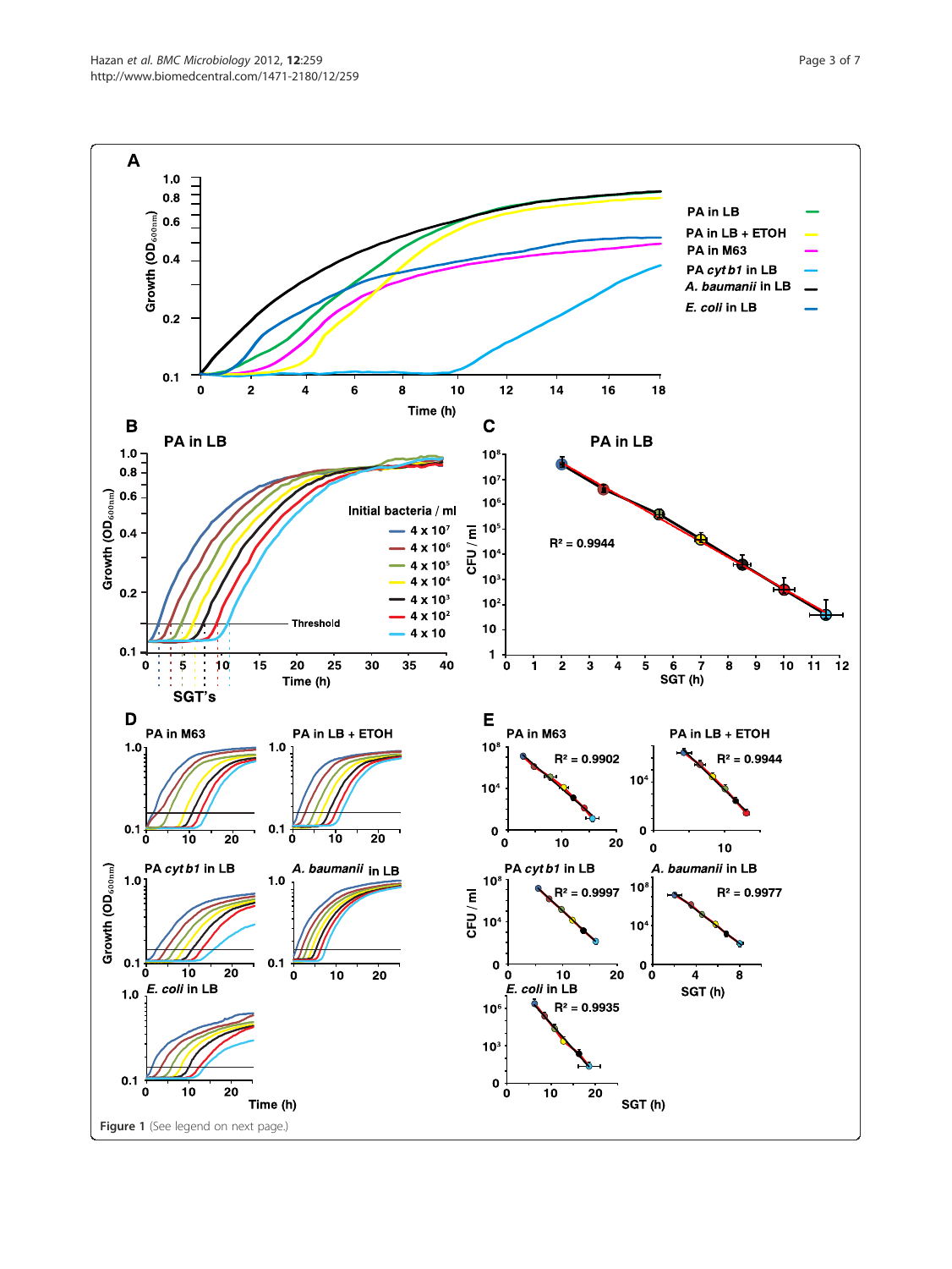A

Growth ($OD_{600nm}$)

1.0
0.8
0.6
0.4
0.2
0.1

0 2 4 6 8 10 12 14 16 18

Time (h)

PA in LB
PA in LB + ETOH
PA in M63
PA *cyt b1* in LB
*A. baumanii* in LB
*E. coli* in LB

B

PA in LB

Growth ($OD_{600nm}$)

1.0
0.8
0.6
0.4
0.2
0.1

Initial bacteria / ml
4 x $10^7$
4 x $10^6$
4 x $10^5$
4 x $10^4$
4 x $10^3$
4 x $10^2$
4 x 10

Threshold

0 5 10 15 20 25 30 35 40

Time (h)

SGT's

C

PA in LB

CFU / ml

$10^8$
$10^7$
$10^6$
$10^5$
$10^4$
$10^3$
$10^2$
10
1

$R^2$ = 0.9944

0 1 2 3 4 5 6 7 8 9 10 11 12

SGT (h)

D

Growth ($OD_{600nm}$)

PA in M63
1.0
0.1
0 10 20

PA in LB + ETOH
1.0
0.1
0 10 20

PA *cyt b1* in LB
1.0
0.1
0 10 20

*A. baumanii* in LB
1.0
0.1
0 10 20

*E. coli* in LB
1.0
0.1
0 10 20

Time (h)

E

CFU / ml

PA in M63
$10^8$
$10^4$
0
$R^2$ = 0.9902
0 10 20

PA in LB + ETOH
$10^4$
0
$R^2$ = 0.9944
0 10

PA *cyt b1* in LB
$10^8$
$10^4$
0
$R^2$ = 0.9997
0 10 20

*A. baumanii* in LB
$10^8$
$10^4$
0
$R^2$ = 0.9977
0 4 8

SGT (h)

*E. coli* in LB
$10^6$
$10^3$
0
$R^2$ = 0.9935
0 10 20

SGT (h)

**Figure 1** (See legend on next page.)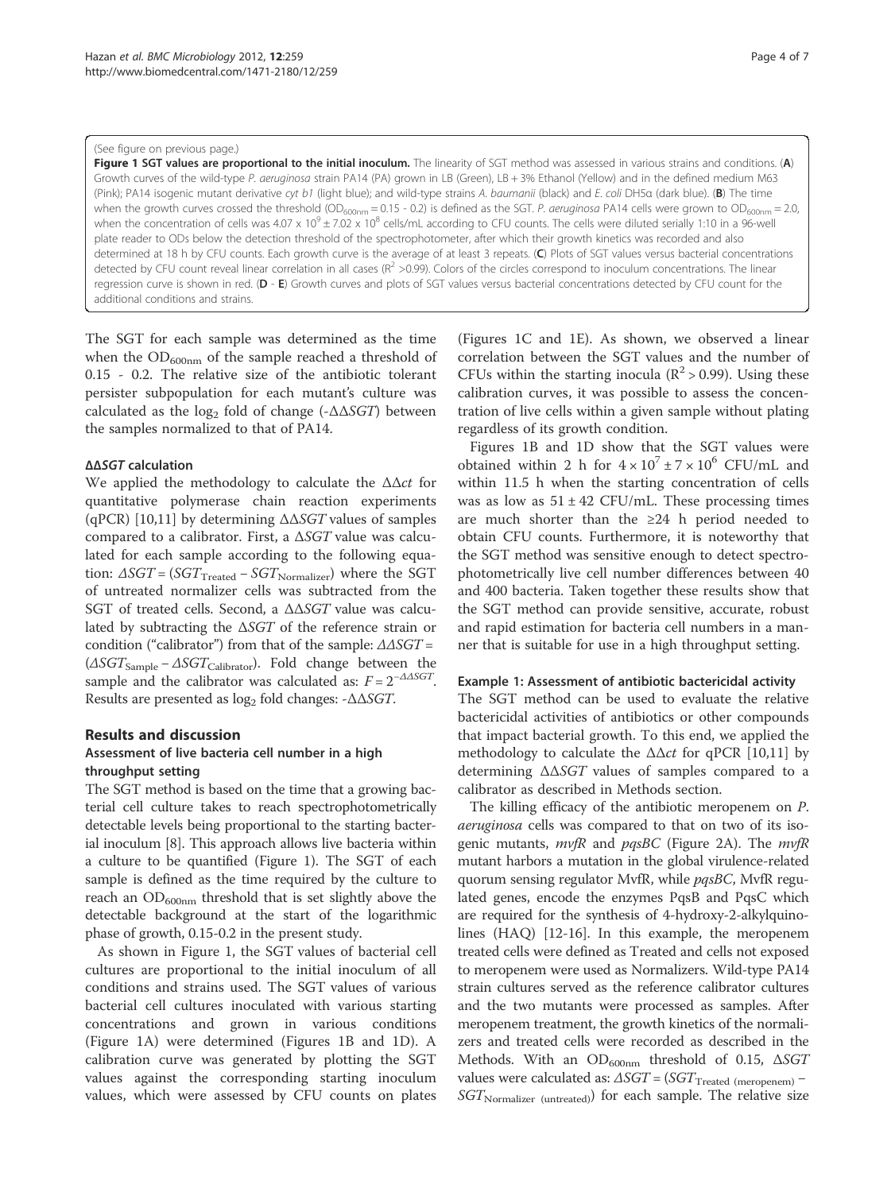(See figure on previous page.)

**Figure 1 SGT values are proportional to the initial inoculum.** The linearity of SGT method was assessed in various strains and conditions. (**A**) Growth curves of the wild-type *P. aeruginosa* strain PA14 (PA) grown in LB (Green), LB + 3% Ethanol (Yellow) and in the defined medium M63 (Pink); PA14 isogenic mutant derivative *cyt b1* (light blue); and wild-type strains *A. baumanii* (black) and *E. coli* DH5α (dark blue). (**B**) The time when the growth curves crossed the threshold ($OD_{600nm}$ = 0.15 - 0.2) is defined as the SGT. *P. aeruginosa* PA14 cells were grown to $OD_{600nm}$ = 2.0, when the concentration of cells was $4.07 \times 10^9 \pm 7.02 \times 10^8$ cells/mL according to CFU counts. The cells were diluted serially 1:10 in a 96-well plate reader to ODs below the detection threshold of the spectrophotometer, after which their growth kinetics was recorded and also determined at 18 h by CFU counts. Each growth curve is the average of at least 3 repeats. (**C**) Plots of SGT values versus bacterial concentrations detected by CFU count reveal linear correlation in all cases ($R^2$ >0.99). Colors of the circles correspond to inoculum concentrations. The linear regression curve is shown in red. (**D** - **E**) Growth curves and plots of SGT values versus bacterial concentrations detected by CFU count for the additional conditions and strains.

The SGT for each sample was determined as the time when the $OD_{600nm}$ of the sample reached a threshold of 0.15 - 0.2. The relative size of the antibiotic tolerant persister subpopulation for each mutant's culture was calculated as the $\log_2$ fold of change ($-\Delta\Delta SGT$) between the samples normalized to that of PA14.

### ΔΔ*SGT* calculation

We applied the methodology to calculate the $\Delta\Delta ct$ for quantitative polymerase chain reaction experiments (qPCR) [10,11] by determining $\Delta\Delta SGT$ values of samples compared to a calibrator. First, a $\Delta SGT$ value was calculated for each sample according to the following equation: $\Delta SGT = (SGT_{\text{Treated}} - SGT_{\text{Normalizer}})$ where the SGT of untreated normalizer cells was subtracted from the SGT of treated cells. Second, a $\Delta\Delta SGT$ value was calculated by subtracting the $\Delta SGT$ of the reference strain or condition ("calibrator") from that of the sample: $\Delta\Delta SGT = (\Delta SGT_{\text{Sample}} - \Delta SGT_{\text{Calibrator}})$. Fold change between the sample and the calibrator was calculated as: $F = 2^{-\Delta\Delta SGT}$. Results are presented as $\log_2$ fold changes: $-\Delta\Delta SGT$.

## Results and discussion

### Assessment of live bacteria cell number in a high throughput setting

The SGT method is based on the time that a growing bacterial cell culture takes to reach spectrophotometrically detectable levels being proportional to the starting bacterial inoculum [8]. This approach allows live bacteria within a culture to be quantified (Figure 1). The SGT of each sample is defined as the time required by the culture to reach an $OD_{600nm}$ threshold that is set slightly above the detectable background at the start of the logarithmic phase of growth, 0.15-0.2 in the present study.

As shown in Figure 1, the SGT values of bacterial cell cultures are proportional to the initial inoculum of all conditions and strains used. The SGT values of various bacterial cell cultures inoculated with various starting concentrations and grown in various conditions (Figure 1A) were determined (Figures 1B and 1D). A calibration curve was generated by plotting the SGT values against the corresponding starting inoculum values, which were assessed by CFU counts on plates (Figures 1C and 1E). As shown, we observed a linear correlation between the SGT values and the number of CFUs within the starting inocula ($R^2$ > 0.99). Using these calibration curves, it was possible to assess the concentration of live cells within a given sample without plating regardless of its growth condition.

Figures 1B and 1D show that the SGT values were obtained within 2 h for $4 \times 10^7 \pm 7 \times 10^6$ CFU/mL and within 11.5 h when the starting concentration of cells was as low as $51 \pm 42$ CFU/mL. These processing times are much shorter than the ≥24 h period needed to obtain CFU counts. Furthermore, it is noteworthy that the SGT method was sensitive enough to detect spectrophotometrically live cell number differences between 40 and 400 bacteria. Taken together these results show that the SGT method can provide sensitive, accurate, robust and rapid estimation for bacteria cell numbers in a manner that is suitable for use in a high throughput setting.

### Example 1: Assessment of antibiotic bactericidal activity

The SGT method can be used to evaluate the relative bactericidal activities of antibiotics or other compounds that impact bacterial growth. To this end, we applied the methodology to calculate the $\Delta\Delta ct$ for qPCR [10,11] by determining $\Delta\Delta SGT$ values of samples compared to a calibrator as described in Methods section.

The killing efficacy of the antibiotic meropenem on *P. aeruginosa* cells was compared to that on two of its isogenic mutants, *mvfR* and *pqsBC* (Figure 2A). The *mvfR* mutant harbors a mutation in the global virulence-related quorum sensing regulator MvfR, while *pqsBC*, MvfR regulated genes, encode the enzymes PqsB and PqsC which are required for the synthesis of 4-hydroxy-2-alkylquinolines (HAQ) [12-16]. In this example, the meropenem treated cells were defined as Treated and cells not exposed to meropenem were used as Normalizers. Wild-type PA14 strain cultures served as the reference calibrator cultures and the two mutants were processed as samples. After meropenem treatment, the growth kinetics of the normalizers and treated cells were recorded as described in the Methods. With an $OD_{600nm}$ threshold of 0.15, $\Delta SGT$ values were calculated as: $\Delta SGT = (SGT_{\text{Treated (meropenem)}} - SGT_{\text{Normalizer (untreated)}})$ for each sample. The relative size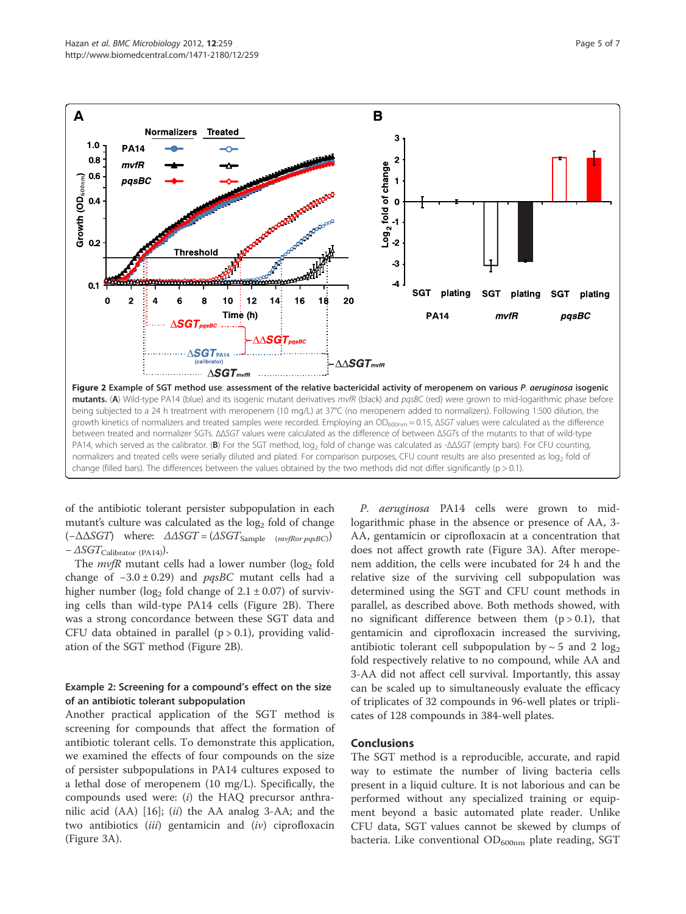A

Normalizers Treated

PA14

*mvfR*

*pqsBC*

1.0
0.8
0.6
0.4
0.2
0.1

Growth ($OD_{600nm}$)

Threshold

0 2 4 6 8 10 12 14 16 18 20

Time (h)

$\Delta SGT_{pqsBC}$

$\Delta\Delta SGT_{pqsBC}$

$\Delta SGT_{PA14}$ (calibrator)

$\Delta\Delta SGT_{mvfR}$

$\Delta SGT_{mvfR}$

B

3
2
1
0
-1
-2
-3
-4

$Log_2$ fold of change

SGT plating SGT plating SGT plating

PA14 *mvfR* *pqsBC*

**Figure 2 Example of SGT method use: assessment of the relative bactericidal activity of meropenem on various *P. aeruginosa* isogenic mutants.** (**A**) Wild-type PA14 (blue) and its isogenic mutant derivatives *mvfR* (black) and *pqsBC* (red) were grown to mid-logarithmic phase before being subjected to a 24 h treatment with meropenem (10 mg/L) at 37°C (no meropenem added to normalizers). Following 1:500 dilution, the growth kinetics of normalizers and treated samples were recorded. Employing an $OD_{600nm}$ = 0.15, *ΔSGT* values were calculated as the difference between treated and normalizer SGTs. *ΔΔSGT* values were calculated as the difference of between *ΔSGTs* of the mutants to that of wild-type PA14, which served as the calibrator. (**B**) For the SGT method, $log_2$ fold of change was calculated as -*ΔΔSGT* (empty bars). For CFU counting, normalizers and treated cells were serially diluted and plated. For comparison purposes, CFU count results are also presented as $log_2$ fold of change (filled bars). The differences between the values obtained by the two methods did not differ significantly ($p > 0.1$).

of the antibiotic tolerant persister subpopulation in each mutant's culture was calculated as the $\log_2$ fold of change ($-\Delta\Delta SGT$) where: $\Delta\Delta SGT = (\Delta SGT_{\text{Sample} \quad (mvfR\,or\,pqsBC)} - \Delta SGT_{\text{Calibrator (PA14)}})$.

The *mvfR* mutant cells had a lower number ($\log_2$ fold change of $-3.0 \pm 0.29$) and *pqsBC* mutant cells had a higher number ($\log_2$ fold change of $2.1 \pm 0.07$) of surviving cells than wild-type PA14 cells (Figure 2B). There was a strong concordance between these SGT data and CFU data obtained in parallel ($p > 0.1$), providing validation of the SGT method (Figure 2B).

### Example 2: Screening for a compound's effect on the size of an antibiotic tolerant subpopulation

Another practical application of the SGT method is screening for compounds that affect the formation of antibiotic tolerant cells. To demonstrate this application, we examined the effects of four compounds on the size of persister subpopulations in PA14 cultures exposed to a lethal dose of meropenem (10 mg/L). Specifically, the compounds used were: (*i*) the HAQ precursor anthranilic acid (AA) [16]; (*ii*) the AA analog 3-AA; and the two antibiotics (*iii*) gentamicin and (*iv*) ciprofloxacin (Figure 3A).

*P. aeruginosa* PA14 cells were grown to mid-logarithmic phase in the absence or presence of AA, 3-AA, gentamicin or ciprofloxacin at a concentration that does not affect growth rate (Figure 3A). After meropenem addition, the cells were incubated for 24 h and the relative size of the surviving cell subpopulation was determined using the SGT and CFU count methods in parallel, as described above. Both methods showed, with no significant difference between them ($p > 0.1$), that gentamicin and ciprofloxacin increased the surviving, antibiotic tolerant cell subpopulation by ~ 5 and 2 $\log_2$ fold respectively relative to no compound, while AA and 3-AA did not affect cell survival. Importantly, this assay can be scaled up to simultaneously evaluate the efficacy of triplicates of 32 compounds in 96-well plates or triplicates of 128 compounds in 384-well plates.

## Conclusions

The SGT method is a reproducible, accurate, and rapid way to estimate the number of living bacteria cells present in a liquid culture. It is not laborious and can be performed without any specialized training or equipment beyond a basic automated plate reader. Unlike CFU data, SGT values cannot be skewed by clumps of bacteria. Like conventional $OD_{600nm}$ plate reading, SGT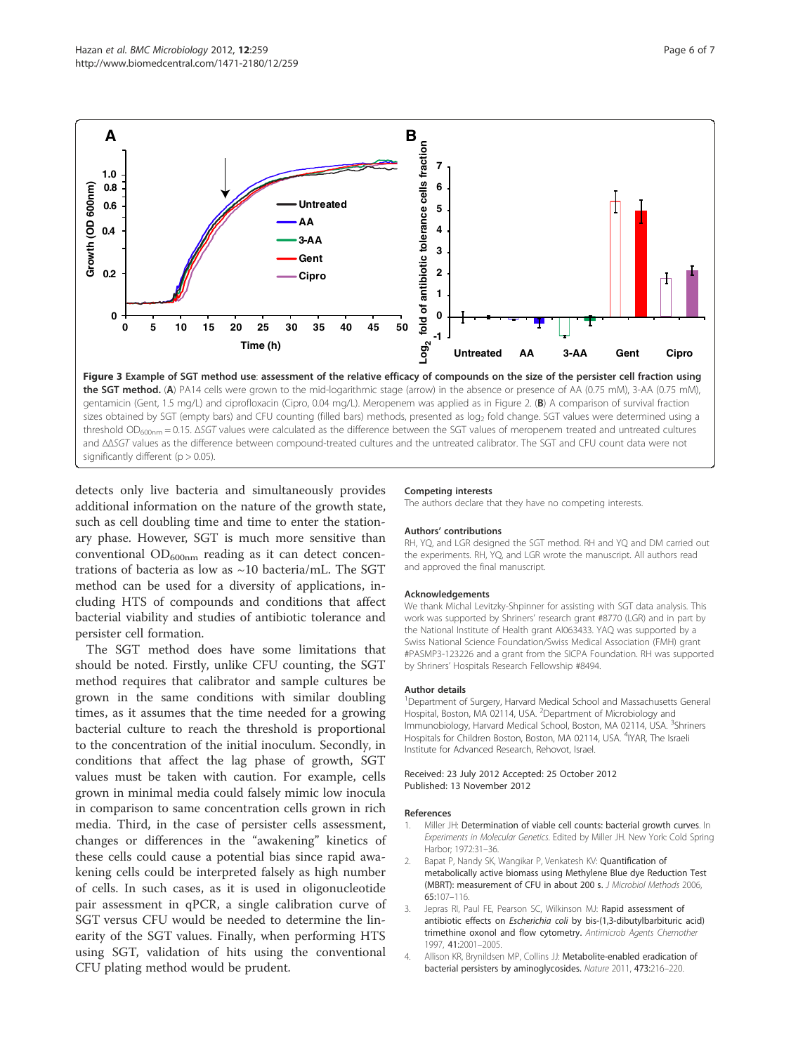A

Growth (OD 600nm)

1.0
0.8
0.6
0.4
0.2
0

0 5 10 15 20 25 30 35 40 45 50

Time (h)

Untreated
AA
3-AA
Gent
Cipro

B

$Log_2$ fold of antibiotic tolerance cells fraction

7
6
5
4
3
2
1
0
-1

Untreated AA 3-AA Gent Cipro

**Figure 3 Example of SGT method use: assessment of the relative efficacy of compounds on the size of the persister cell fraction using the SGT method.** (**A**) PA14 cells were grown to the mid-logarithmic stage (arrow) in the absence or presence of AA (0.75 mM), 3-AA (0.75 mM), gentamicin (Gent, 1.5 mg/L) and ciprofloxacin (Cipro, 0.04 mg/L). Meropenem was applied as in Figure 2. (**B**) A comparison of survival fraction sizes obtained by SGT (empty bars) and CFU counting (filled bars) methods, presented as $\log_2$ fold change. SGT values were determined using a threshold $OD_{600nm} = 0.15$. $\Delta SGT$ values were calculated as the difference between the SGT values of meropenem treated and untreated cultures and $\Delta\Delta SGT$ values as the difference between compound-treated cultures and the untreated calibrator. The SGT and CFU count data were not significantly different ($p > 0.05$).

detects only live bacteria and simultaneously provides additional information on the nature of the growth state, such as cell doubling time and time to enter the stationary phase. However, SGT is much more sensitive than conventional $OD_{600nm}$ reading as it can detect concentrations of bacteria as low as ~10 bacteria/mL. The SGT method can be used for a diversity of applications, including HTS of compounds and conditions that affect bacterial viability and studies of antibiotic tolerance and persister cell formation.

The SGT method does have some limitations that should be noted. Firstly, unlike CFU counting, the SGT method requires that calibrator and sample cultures be grown in the same conditions with similar doubling times, as it assumes that the time needed for a growing bacterial culture to reach the threshold is proportional to the concentration of the initial inoculum. Secondly, in conditions that affect the lag phase of growth, SGT values must be taken with caution. For example, cells grown in minimal media could falsely mimic low inocula in comparison to same concentration cells grown in rich media. Third, in the case of persister cells assessment, changes or differences in the "awakening" kinetics of these cells could cause a potential bias since rapid awakening cells could be interpreted falsely as high number of cells. In such cases, as it is used in oligonucleotide pair assessment in qPCR, a single calibration curve of SGT versus CFU would be needed to determine the linearity of the SGT values. Finally, when performing HTS using SGT, validation of hits using the conventional CFU plating method would be prudent.

#### Competing interests

The authors declare that they have no competing interests.

#### Authors' contributions

RH, YQ, and LGR designed the SGT method. RH and YQ and DM carried out the experiments. RH, YQ, and LGR wrote the manuscript. All authors read and approved the final manuscript.

#### Acknowledgements

We thank Michal Levitzky-Shpinner for assisting with SGT data analysis. This work was supported by Shriners' research grant #8770 (LGR) and in part by the National Institute of Health grant AI063433. YAQ was supported by a Swiss National Science Foundation/Swiss Medical Association (FMH) grant #PASMP3-123226 and a grant from the SICPA Foundation. RH was supported by Shriners' Hospitals Research Fellowship #8494.

#### Author details

[1]Department of Surgery, Harvard Medical School and Massachusetts General Hospital, Boston, MA 02114, USA. [2]Department of Microbiology and Immunobiology, Harvard Medical School, Boston, MA 02114, USA. [3]Shriners Hospitals for Children Boston, Boston, MA 02114, USA. [4]IYAR, The Israeli Institute for Advanced Research, Rehovot, Israel.

Received: 23 July 2012 Accepted: 25 October 2012
Published: 13 November 2012

#### References

1. Miller JH: **Determination of viable cell counts: bacterial growth curves**. In *Experiments in Molecular Genetics*. Edited by Miller JH. New York: Cold Spring Harbor; 1972:31–36.
2. Bapat P, Nandy SK, Wangikar P, Venkatesh KV: **Quantification of metabolically active biomass using Methylene Blue dye Reduction Test (MBRT): measurement of CFU in about 200 s**. *J Microbiol Methods* 2006, **65**:107–116.
3. Jepras RI, Paul FE, Pearson SC, Wilkinson MJ: **Rapid assessment of antibiotic effects on *Escherichia coli* by bis-(1,3-dibutylbarbituric acid) trimethine oxonol and flow cytometry**. *Antimicrob Agents Chemother* 1997, **41**:2001–2005.
4. Allison KR, Brynildsen MP, Collins JJ: **Metabolite-enabled eradication of bacterial persisters by aminoglycosides**. *Nature* 2011, **473**:216–220.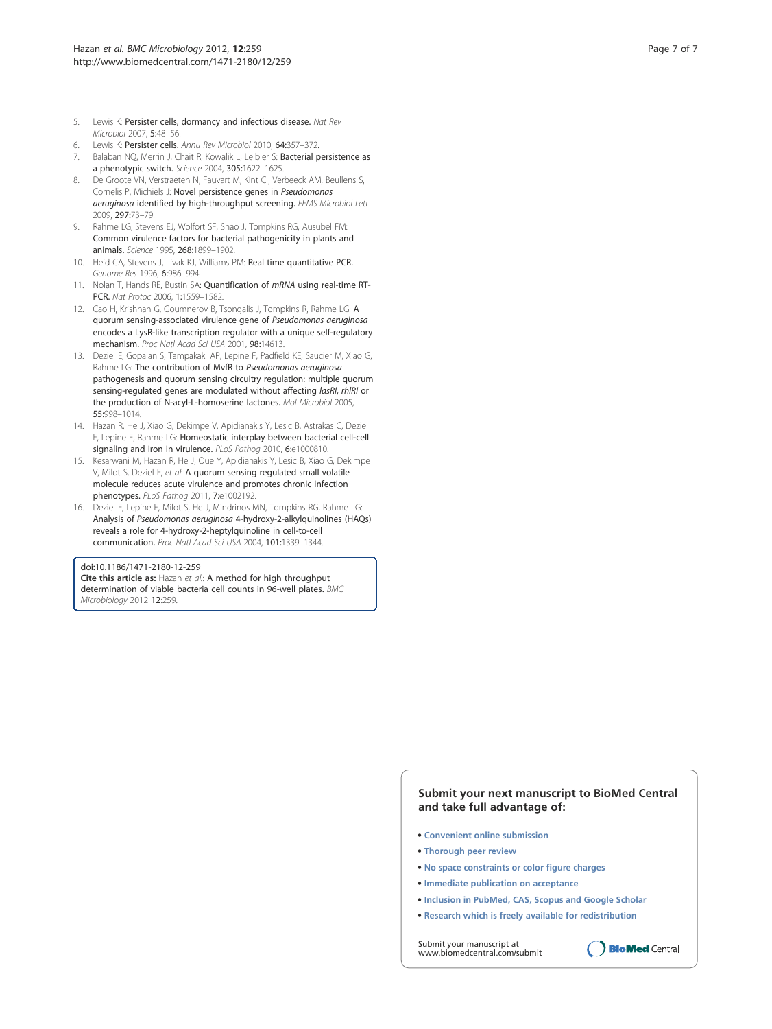5. Lewis K: **Persister cells, dormancy and infectious disease.** *Nat Rev Microbiol* 2007, **5:**48–56.
6. Lewis K: **Persister cells.** *Annu Rev Microbiol* 2010, **64:**357–372.
7. Balaban NQ, Merrin J, Chait R, Kowalik L, Leibler S: **Bacterial persistence as a phenotypic switch.** *Science* 2004, **305:**1622–1625.
8. De Groote VN, Verstraeten N, Fauvart M, Kint CI, Verbeeck AM, Beullens S, Cornelis P, Michiels J: **Novel persistence genes in *Pseudomonas aeruginosa* identified by high-throughput screening.** *FEMS Microbiol Lett* 2009, **297:**73–79.
9. Rahme LG, Stevens EJ, Wolfort SF, Shao J, Tompkins RG, Ausubel FM: **Common virulence factors for bacterial pathogenicity in plants and animals.** *Science* 1995, **268:**1899–1902.
10. Heid CA, Stevens J, Livak KJ, Williams PM: **Real time quantitative PCR.** *Genome Res* 1996, **6:**986–994.
11. Nolan T, Hands RE, Bustin SA: **Quantification of *mRNA* using real-time RT-PCR.** *Nat Protoc* 2006, **1:**1559–1582.
12. Cao H, Krishnan G, Goumnerov B, Tsongalis J, Tompkins R, Rahme LG: **A quorum sensing-associated virulence gene of *Pseudomonas aeruginosa* encodes a LysR-like transcription regulator with a unique self-regulatory mechanism.** *Proc Natl Acad Sci USA* 2001, **98:**14613.
13. Deziel E, Gopalan S, Tampakaki AP, Lepine F, Padfield KE, Saucier M, Xiao G, Rahme LG: **The contribution of MvfR to *Pseudomonas aeruginosa* pathogenesis and quorum sensing circuitry regulation: multiple quorum sensing-regulated genes are modulated without affecting *lasRI*, *rhlRI* or the production of N-acyl-L-homoserine lactones.** *Mol Microbiol* 2005, **55:**998–1014.
14. Hazan R, He J, Xiao G, Dekimpe V, Apidianakis Y, Lesic B, Astrakas C, Deziel E, Lepine F, Rahme LG: **Homeostatic interplay between bacterial cell-cell signaling and iron in virulence.** *PLoS Pathog* 2010, **6:**e1000810.
15. Kesarwani M, Hazan R, He J, Que Y, Apidianakis Y, Lesic B, Xiao G, Dekimpe V, Milot S, Deziel E, *et al*: **A quorum sensing regulated small volatile molecule reduces acute virulence and promotes chronic infection phenotypes.** *PLoS Pathog* 2011, **7:**e1002192.
16. Deziel E, Lepine F, Milot S, He J, Mindrinos MN, Tompkins RG, Rahme LG: **Analysis of *Pseudomonas aeruginosa* 4-hydroxy-2-alkylquinolines (HAQs) reveals a role for 4-hydroxy-2-heptylquinoline in cell-to-cell communication.** *Proc Natl Acad Sci USA* 2004, **101:**1339–1344.

doi:10.1186/1471-2180-12-259

**Cite this article as:** Hazan *et al.*: A method for high throughput determination of viable bacteria cell counts in 96-well plates. *BMC Microbiology* 2012 **12**:259.

**Submit your next manuscript to BioMed Central and take full advantage of:**

- **Convenient online submission**
- **Thorough peer review**
- **No space constraints or color figure charges**
- **Immediate publication on acceptance**
- **Inclusion in PubMed, CAS, Scopus and Google Scholar**
- **Research which is freely available for redistribution**

Submit your manuscript at www.biomedcentral.com/submit

BioMed Central